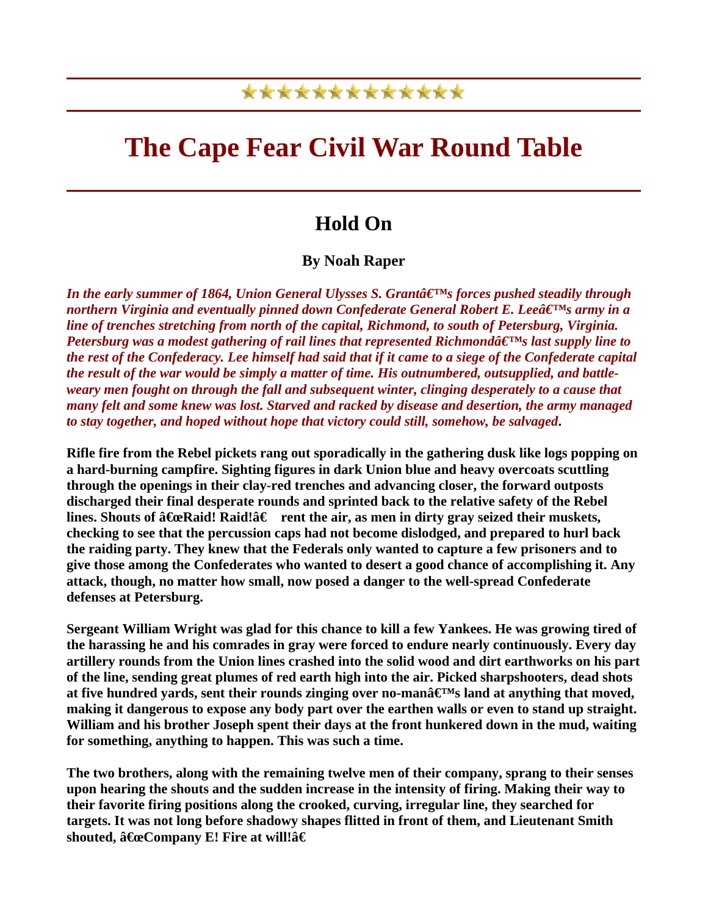# The Cape Fear Civil War Round Table

## Hold On

**By Noah Raper**

***In the early summer of 1864, Union General Ulysses S. Grantâ€™s forces pushed steadily through northern Virginia and eventually pinned down Confederate General Robert E. Leeâ€™s army in a line of trenches stretching from north of the capital, Richmond, to south of Petersburg, Virginia. Petersburg was a modest gathering of rail lines that represented Richmondâ€™s last supply line to the rest of the Confederacy. Lee himself had said that if it came to a siege of the Confederate capital the result of the war would be simply a matter of time. His outnumbered, outsupplied, and battle-weary men fought on through the fall and subsequent winter, clinging desperately to a cause that many felt and some knew was lost. Starved and racked by disease and desertion, the army managed to stay together, and hoped without hope that victory could still, somehow, be salvaged*.**

**Rifle fire from the Rebel pickets rang out sporadically in the gathering dusk like logs popping on a hard-burning campfire. Sighting figures in dark Union blue and heavy overcoats scuttling through the openings in their clay-red trenches and advancing closer, the forward outposts discharged their final desperate rounds and sprinted back to the relative safety of the Rebel lines. Shouts of â€œRaid! Raid!â€ rent the air, as men in dirty gray seized their muskets, checking to see that the percussion caps had not become dislodged, and prepared to hurl back the raiding party. They knew that the Federals only wanted to capture a few prisoners and to give those among the Confederates who wanted to desert a good chance of accomplishing it. Any attack, though, no matter how small, now posed a danger to the well-spread Confederate defenses at Petersburg.**

**Sergeant William Wright was glad for this chance to kill a few Yankees. He was growing tired of the harassing he and his comrades in gray were forced to endure nearly continuously. Every day artillery rounds from the Union lines crashed into the solid wood and dirt earthworks on his part of the line, sending great plumes of red earth high into the air. Picked sharpshooters, dead shots at five hundred yards, sent their rounds zinging over no-manâ€™s land at anything that moved, making it dangerous to expose any body part over the earthen walls or even to stand up straight. William and his brother Joseph spent their days at the front hunkered down in the mud, waiting for something, anything to happen. This was such a time.**

**The two brothers, along with the remaining twelve men of their company, sprang to their senses upon hearing the shouts and the sudden increase in the intensity of firing. Making their way to their favorite firing positions along the crooked, curving, irregular line, they searched for targets. It was not long before shadowy shapes flitted in front of them, and Lieutenant Smith shouted, â€œCompany E! Fire at will!â€**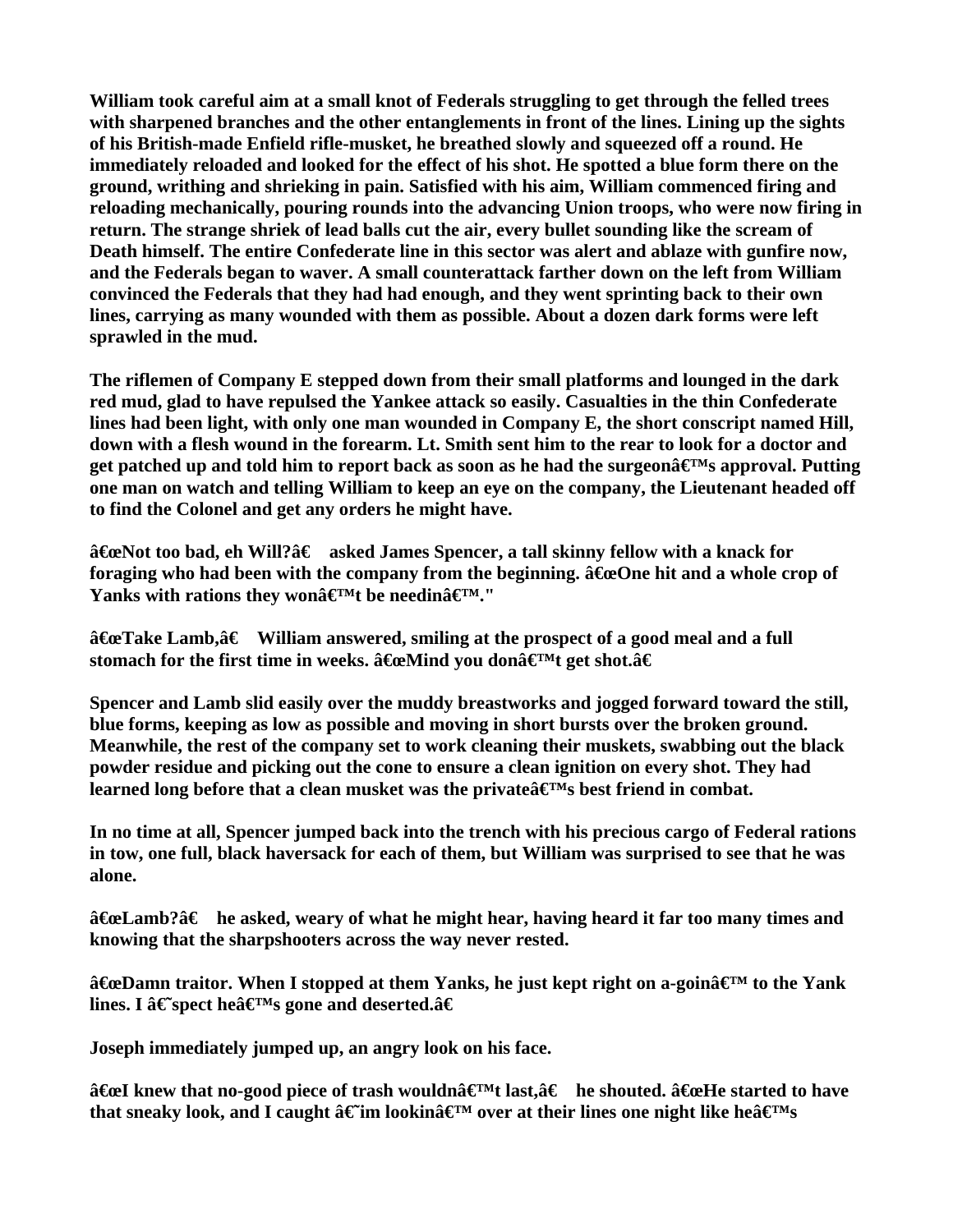William took careful aim at a small knot of Federals struggling to get through the felled trees with sharpened branches and the other entanglements in front of the lines. Lining up the sights of his British-made Enfield rifle-musket, he breathed slowly and squeezed off a round. He immediately reloaded and looked for the effect of his shot. He spotted a blue form there on the ground, writhing and shrieking in pain. Satisfied with his aim, William commenced firing and reloading mechanically, pouring rounds into the advancing Union troops, who were now firing in return. The strange shriek of lead balls cut the air, every bullet sounding like the scream of Death himself. The entire Confederate line in this sector was alert and ablaze with gunfire now, and the Federals began to waver. A small counterattack farther down on the left from William convinced the Federals that they had had enough, and they went sprinting back to their own lines, carrying as many wounded with them as possible. About a dozen dark forms were left sprawled in the mud.

The riflemen of Company E stepped down from their small platforms and lounged in the dark red mud, glad to have repulsed the Yankee attack so easily. Casualties in the thin Confederate lines had been light, with only one man wounded in Company E, the short conscript named Hill, down with a flesh wound in the forearm. Lt. Smith sent him to the rear to look for a doctor and get patched up and told him to report back as soon as he had the surgeonâ€™s approval. Putting one man on watch and telling William to keep an eye on the company, the Lieutenant headed off to find the Colonel and get any orders he might have.

â€œNot too bad, eh Will?â€ asked James Spencer, a tall skinny fellow with a knack for foraging who had been with the company from the beginning. â€œOne hit and a whole crop of Yanks with rations they wonâ€™t be needinâ€™."

â€œTake Lamb,â€ William answered, smiling at the prospect of a good meal and a full stomach for the first time in weeks. â€œMind you donâ€™t get shot.â€

Spencer and Lamb slid easily over the muddy breastworks and jogged forward toward the still, blue forms, keeping as low as possible and moving in short bursts over the broken ground. Meanwhile, the rest of the company set to work cleaning their muskets, swabbing out the black powder residue and picking out the cone to ensure a clean ignition on every shot. They had learned long before that a clean musket was the privateâ€™s best friend in combat.

In no time at all, Spencer jumped back into the trench with his precious cargo of Federal rations in tow, one full, black haversack for each of them, but William was surprised to see that he was alone.

â€œLamb?â€ he asked, weary of what he might hear, having heard it far too many times and knowing that the sharpshooters across the way never rested.

â€œDamn traitor. When I stopped at them Yanks, he just kept right on a-goinâ€™ to the Yank lines. I â€˜spect heâ€™s gone and deserted.â€

Joseph immediately jumped up, an angry look on his face.

â€œI knew that no-good piece of trash wouldnâ€™t last,â€ he shouted. â€œHe started to have that sneaky look, and I caught â€˜im lookinâ€™ over at their lines one night like heâ€™s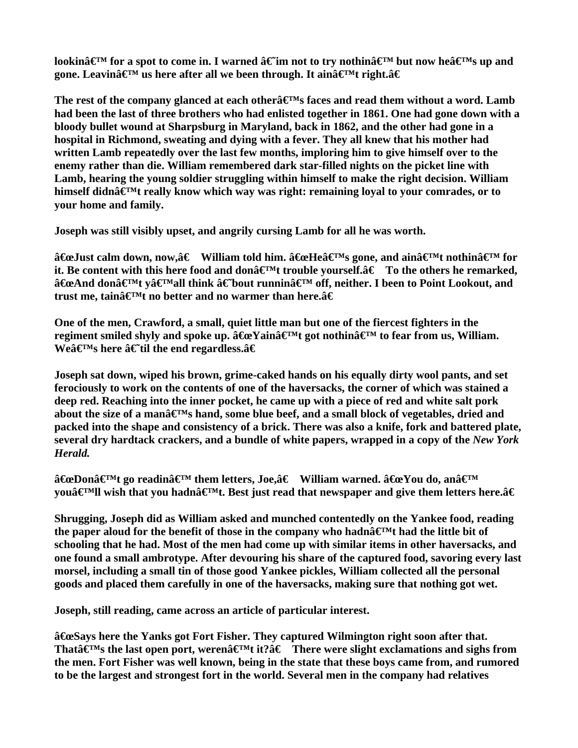**lookinâ€™ for a spot to come in. I warned â€˜im not to try nothinâ€™ but now heâ€™s up and gone. Leavinâ€™ us here after all we been through. It ainâ€™t right.â€**

**The rest of the company glanced at each otherâ€™s faces and read them without a word. Lamb had been the last of three brothers who had enlisted together in 1861. One had gone down with a bloody bullet wound at Sharpsburg in Maryland, back in 1862, and the other had gone in a hospital in Richmond, sweating and dying with a fever. They all knew that his mother had written Lamb repeatedly over the last few months, imploring him to give himself over to the enemy rather than die. William remembered dark star-filled nights on the picket line with Lamb, hearing the young soldier struggling within himself to make the right decision. William himself didnâ€™t really know which way was right: remaining loyal to your comrades, or to your home and family.**

**Joseph was still visibly upset, and angrily cursing Lamb for all he was worth.**

**â€œJust calm down, now,â€ William told him. â€œHeâ€™s gone, and ainâ€™t nothinâ€™ for it. Be content with this here food and donâ€™t trouble yourself.â€ To the others he remarked, â€œAnd donâ€™t yâ€™all think â€˜bout runninâ€™ off, neither. I been to Point Lookout, and trust me, tainâ€™t no better and no warmer than here.â€**

**One of the men, Crawford, a small, quiet little man but one of the fiercest fighters in the regiment smiled shyly and spoke up. â€œYainâ€™t got nothinâ€™ to fear from us, William. Weâ€™s here â€˜til the end regardless.â€**

**Joseph sat down, wiped his brown, grime-caked hands on his equally dirty wool pants, and set ferociously to work on the contents of one of the haversacks, the corner of which was stained a deep red. Reaching into the inner pocket, he came up with a piece of red and white salt pork about the size of a manâ€™s hand, some blue beef, and a small block of vegetables, dried and packed into the shape and consistency of a brick. There was also a knife, fork and battered plate, several dry hardtack crackers, and a bundle of white papers, wrapped in a copy of the *New York Herald.***

**â€œDonâ€™t go readinâ€™ them letters, Joe,â€ William warned. â€œYou do, anâ€™ youâ€™ll wish that you hadnâ€™t. Best just read that newspaper and give them letters here.â€**

**Shrugging, Joseph did as William asked and munched contentedly on the Yankee food, reading the paper aloud for the benefit of those in the company who hadnâ€™t had the little bit of schooling that he had. Most of the men had come up with similar items in other haversacks, and one found a small ambrotype. After devouring his share of the captured food, savoring every last morsel, including a small tin of those good Yankee pickles, William collected all the personal goods and placed them carefully in one of the haversacks, making sure that nothing got wet.**

**Joseph, still reading, came across an article of particular interest.**

**â€œSays here the Yanks got Fort Fisher. They captured Wilmington right soon after that. Thatâ€™s the last open port, werenâ€™t it?â€ There were slight exclamations and sighs from the men. Fort Fisher was well known, being in the state that these boys came from, and rumored to be the largest and strongest fort in the world. Several men in the company had relatives**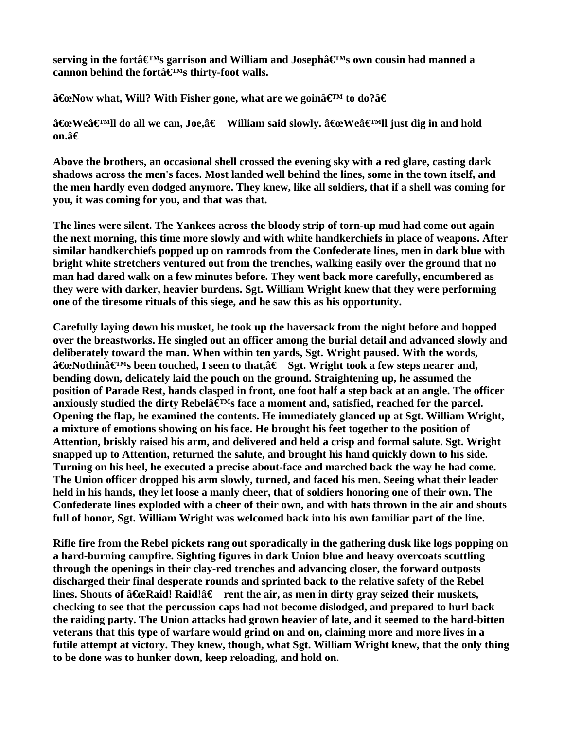serving in the fort's garrison and William and Joseph's own cousin had manned a cannon behind the fort's thirty-foot walls.

"Now what, Will? With Fisher gone, what are we goin' to do?"

"We'll do all we can, Joe," William said slowly. "We'll just dig in and hold on."

Above the brothers, an occasional shell crossed the evening sky with a red glare, casting dark shadows across the men's faces. Most landed well behind the lines, some in the town itself, and the men hardly even dodged anymore. They knew, like all soldiers, that if a shell was coming for you, it was coming for you, and that was that.

The lines were silent. The Yankees across the bloody strip of torn-up mud had come out again the next morning, this time more slowly and with white handkerchiefs in place of weapons. After similar handkerchiefs popped up on ramrods from the Confederate lines, men in dark blue with bright white stretchers ventured out from the trenches, walking easily over the ground that no man had dared walk on a few minutes before. They went back more carefully, encumbered as they were with darker, heavier burdens. Sgt. William Wright knew that they were performing one of the tiresome rituals of this siege, and he saw this as his opportunity.

Carefully laying down his musket, he took up the haversack from the night before and hopped over the breastworks. He singled out an officer among the burial detail and advanced slowly and deliberately toward the man. When within ten yards, Sgt. Wright paused. With the words, "Nothin's been touched, I seen to that," Sgt. Wright took a few steps nearer and, bending down, delicately laid the pouch on the ground. Straightening up, he assumed the position of Parade Rest, hands clasped in front, one foot half a step back at an angle. The officer anxiously studied the dirty Rebel's face a moment and, satisfied, reached for the parcel. Opening the flap, he examined the contents. He immediately glanced up at Sgt. William Wright, a mixture of emotions showing on his face. He brought his feet together to the position of Attention, briskly raised his arm, and delivered and held a crisp and formal salute. Sgt. Wright snapped up to Attention, returned the salute, and brought his hand quickly down to his side. Turning on his heel, he executed a precise about-face and marched back the way he had come. The Union officer dropped his arm slowly, turned, and faced his men. Seeing what their leader held in his hands, they let loose a manly cheer, that of soldiers honoring one of their own. The Confederate lines exploded with a cheer of their own, and with hats thrown in the air and shouts full of honor, Sgt. William Wright was welcomed back into his own familiar part of the line.

Rifle fire from the Rebel pickets rang out sporadically in the gathering dusk like logs popping on a hard-burning campfire. Sighting figures in dark Union blue and heavy overcoats scuttling through the openings in their clay-red trenches and advancing closer, the forward outposts discharged their final desperate rounds and sprinted back to the relative safety of the Rebel lines. Shouts of "Raid! Raid!" rent the air, as men in dirty gray seized their muskets, checking to see that the percussion caps had not become dislodged, and prepared to hurl back the raiding party. The Union attacks had grown heavier of late, and it seemed to the hard-bitten veterans that this type of warfare would grind on and on, claiming more and more lives in a futile attempt at victory. They knew, though, what Sgt. William Wright knew, that the only thing to be done was to hunker down, keep reloading, and hold on.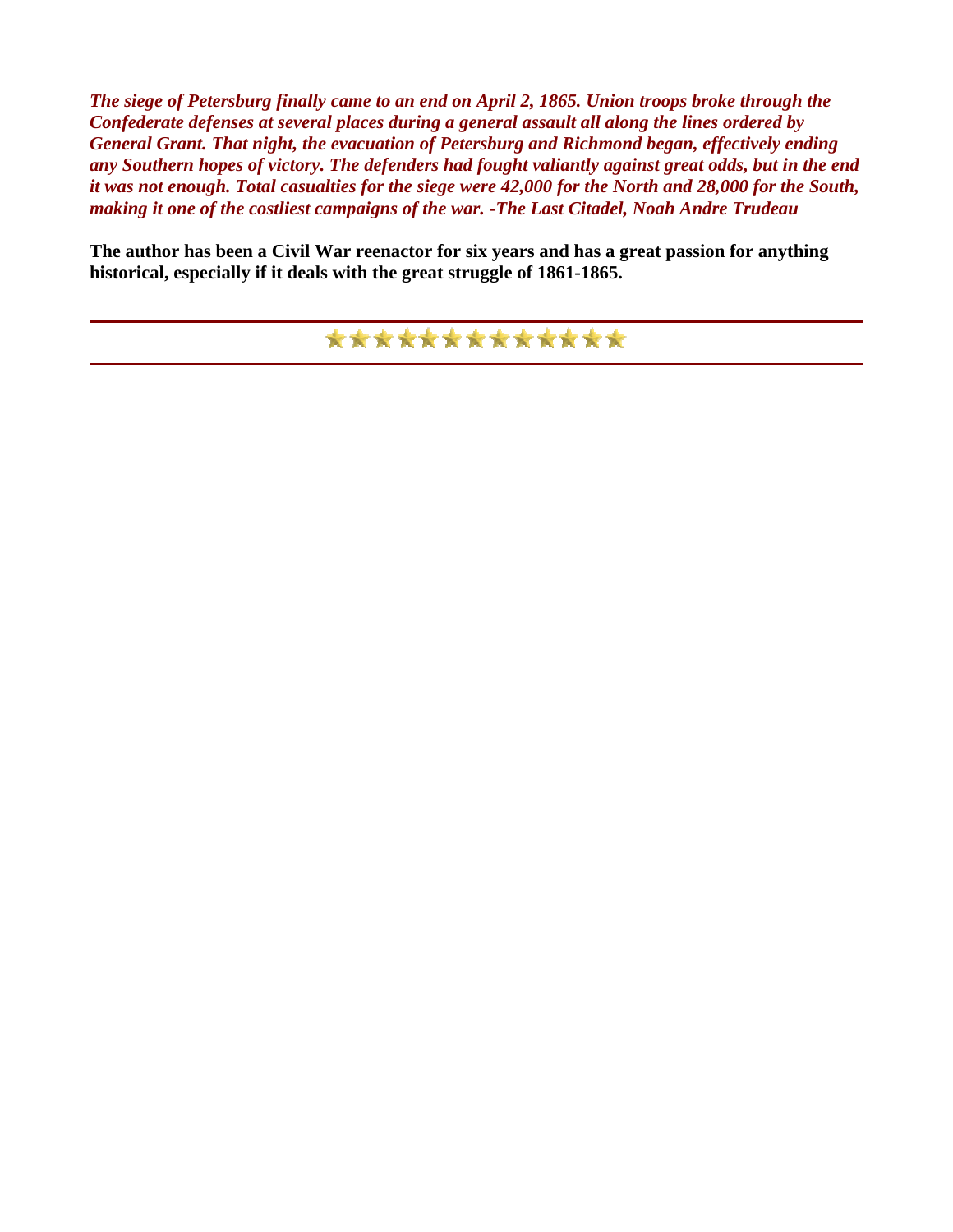*The siege of Petersburg finally came to an end on April 2, 1865. Union troops broke through the Confederate defenses at several places during a general assault all along the lines ordered by General Grant. That night, the evacuation of Petersburg and Richmond began, effectively ending any Southern hopes of victory. The defenders had fought valiantly against great odds, but in the end it was not enough. Total casualties for the siege were 42,000 for the North and 28,000 for the South, making it one of the costliest campaigns of the war. -The Last Citadel, Noah Andre Trudeau*

**The author has been a Civil War reenactor for six years and has a great passion for anything historical, especially if it deals with the great struggle of 1861-1865.**

---